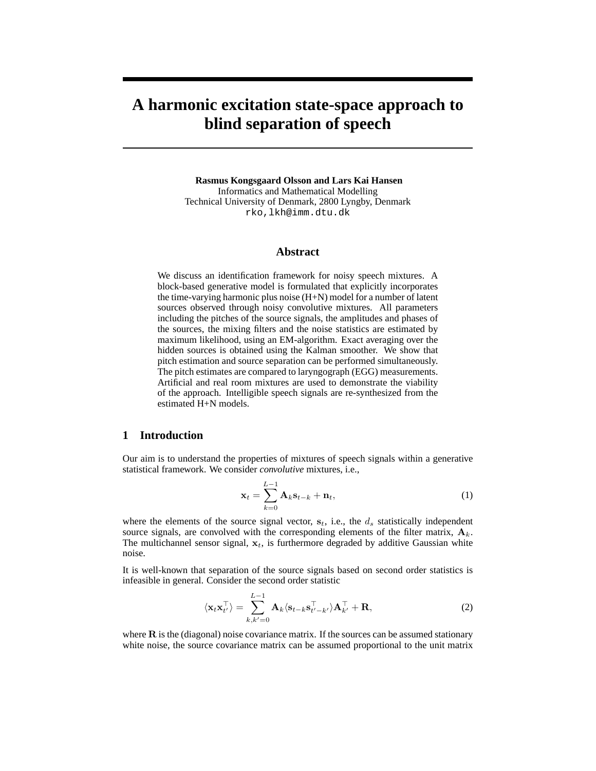#  A harmonic excitation state-space approach to blind separation of speech

**Rasmus Kongsgaard Olsson and Lars Kai Hansen**
Informatics and Mathematical Modelling
Technical University of Denmark, 2800 Lyngby, Denmark
rko,lkh@imm.dtu.dk

## Abstract

We discuss an identification framework for noisy speech mixtures. A block-based generative model is formulated that explicitly incorporates the time-varying harmonic plus noise (H+N) model for a number of latent sources observed through noisy convolutive mixtures. All parameters including the pitches of the source signals, the amplitudes and phases of the sources, the mixing filters and the noise statistics are estimated by maximum likelihood, using an EM-algorithm. Exact averaging over the hidden sources is obtained using the Kalman smoother. We show that pitch estimation and source separation can be performed simultaneously. The pitch estimates are compared to laryngograph (EGG) measurements. Artificial and real room mixtures are used to demonstrate the viability of the approach. Intelligible speech signals are re-synthesized from the estimated H+N models.

## 1 Introduction

Our aim is to understand the properties of mixtures of speech signals within a generative statistical framework. We consider *convolutive* mixtures, i.e.,

$$\mathbf{x}_t = \sum_{k=0}^{L-1} \mathbf{A}_k \mathbf{s}_{t-k} + \mathbf{n}_t, \tag{1}$$

where the elements of the source signal vector, $\mathbf{s}_t$, i.e., the $d_s$ statistically independent source signals, are convolved with the corresponding elements of the filter matrix, $\mathbf{A}_k$. The multichannel sensor signal, $\mathbf{x}_t$, is furthermore degraded by additive Gaussian white noise.

It is well-known that separation of the source signals based on second order statistics is infeasible in general. Consider the second order statistic

$$\langle \mathbf{x}_t \mathbf{x}_{t'}^\top \rangle = \sum_{k,k'=0}^{L-1} \mathbf{A}_k \langle \mathbf{s}_{t-k} \mathbf{s}_{t'-k'}^\top \rangle \mathbf{A}_{k'}^\top + \mathbf{R}, \tag{2}$$

where $\mathbf{R}$ is the (diagonal) noise covariance matrix. If the sources can be assumed stationary white noise, the source covariance matrix can be assumed proportional to the unit matrix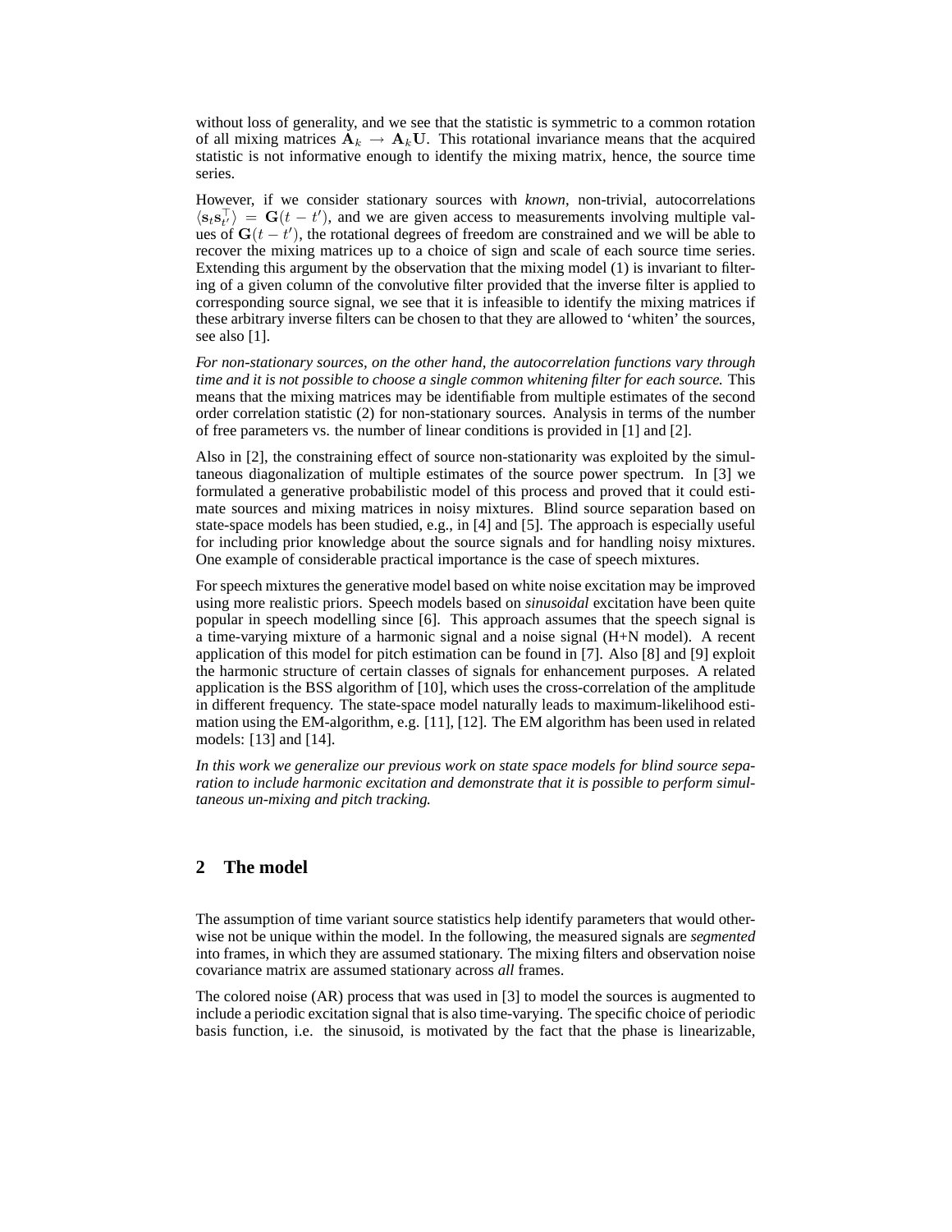without loss of generality, and we see that the statistic is symmetric to a common rotation of all mixing matrices $\mathbf{A}_k \rightarrow \mathbf{A}_k\mathbf{U}$. This rotational invariance means that the acquired statistic is not informative enough to identify the mixing matrix, hence, the source time series.

However, if we consider stationary sources with *known*, non-trivial, autocorrelations $\langle \mathbf{s}_t \mathbf{s}_{t'}^\top \rangle = \mathbf{G}(t - t')$, and we are given access to measurements involving multiple values of $\mathbf{G}(t - t')$, the rotational degrees of freedom are constrained and we will be able to recover the mixing matrices up to a choice of sign and scale of each source time series. Extending this argument by the observation that the mixing model (1) is invariant to filtering of a given column of the convolutive filter provided that the inverse filter is applied to corresponding source signal, we see that it is infeasible to identify the mixing matrices if these arbitrary inverse filters can be chosen to that they are allowed to 'whiten' the sources, see also [1].

*For non-stationary sources, on the other hand, the autocorrelation functions vary through time and it is not possible to choose a single common whitening filter for each source.* This means that the mixing matrices may be identifiable from multiple estimates of the second order correlation statistic (2) for non-stationary sources. Analysis in terms of the number of free parameters vs. the number of linear conditions is provided in [1] and [2].

Also in [2], the constraining effect of source non-stationarity was exploited by the simultaneous diagonalization of multiple estimates of the source power spectrum. In [3] we formulated a generative probabilistic model of this process and proved that it could estimate sources and mixing matrices in noisy mixtures. Blind source separation based on state-space models has been studied, e.g., in [4] and [5]. The approach is especially useful for including prior knowledge about the source signals and for handling noisy mixtures. One example of considerable practical importance is the case of speech mixtures.

For speech mixtures the generative model based on white noise excitation may be improved using more realistic priors. Speech models based on *sinusoidal* excitation have been quite popular in speech modelling since [6]. This approach assumes that the speech signal is a time-varying mixture of a harmonic signal and a noise signal (H+N model). A recent application of this model for pitch estimation can be found in [7]. Also [8] and [9] exploit the harmonic structure of certain classes of signals for enhancement purposes. A related application is the BSS algorithm of [10], which uses the cross-correlation of the amplitude in different frequency. The state-space model naturally leads to maximum-likelihood estimation using the EM-algorithm, e.g. [11], [12]. The EM algorithm has been used in related models: [13] and [14].

*In this work we generalize our previous work on state space models for blind source separation to include harmonic excitation and demonstrate that it is possible to perform simultaneous un-mixing and pitch tracking.*

## 2 The model

The assumption of time variant source statistics help identify parameters that would otherwise not be unique within the model. In the following, the measured signals are *segmented* into frames, in which they are assumed stationary. The mixing filters and observation noise covariance matrix are assumed stationary across *all* frames.

The colored noise (AR) process that was used in [3] to model the sources is augmented to include a periodic excitation signal that is also time-varying. The specific choice of periodic basis function, i.e. the sinusoid, is motivated by the fact that the phase is linearizable,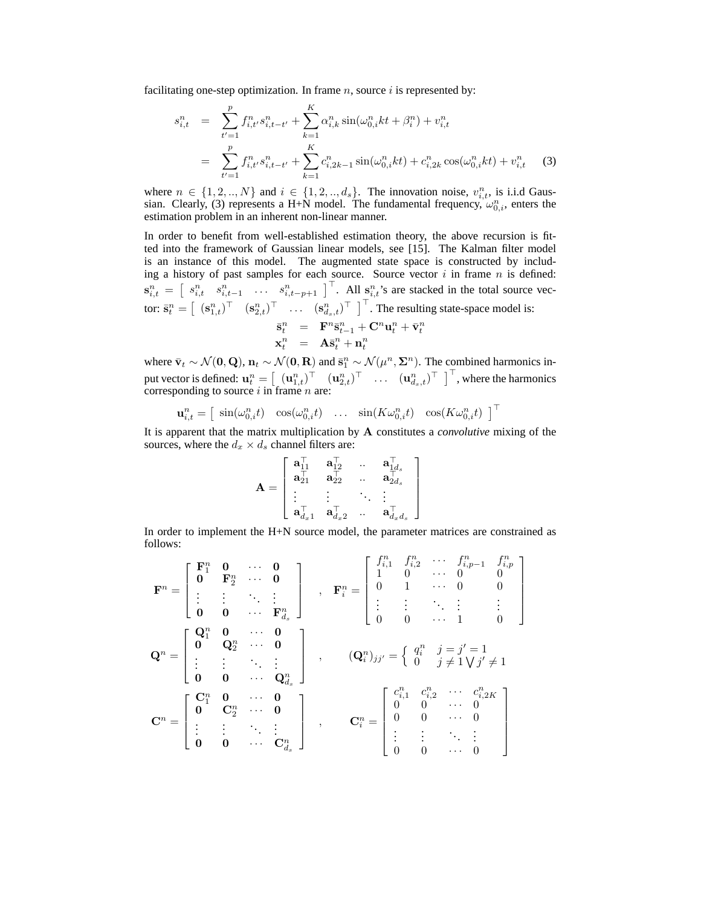facilitating one-step optimization. In frame $n$, source $i$ is represented by:

$$
\begin{aligned}
s_{i,t}^n &= \sum_{t'=1}^{p} f_{i,t'}^n s_{i,t-t'}^n + \sum_{k=1}^{K} \alpha_{i,k}^n \sin(\omega_{0,i}^n kt + \beta_i^n) + v_{i,t}^n \\
&= \sum_{t'=1}^{p} f_{i,t'}^n s_{i,t-t'}^n + \sum_{k=1}^{K} c_{i,2k-1}^n \sin(\omega_{0,i}^n kt) + c_{i,2k}^n \cos(\omega_{0,i}^n kt) + v_{i,t}^n \qquad (3)
\end{aligned}
$$

where $n \in \{1, 2, .., N\}$ and $i \in \{1, 2, .., d_s\}$. The innovation noise, $v_{i,t}^n$, is i.i.d Gaussian. Clearly, (3) represents a H+N model. The fundamental frequency, $\omega_{0,i}^n$, enters the estimation problem in an inherent non-linear manner.

In order to benefit from well-established estimation theory, the above recursion is fitted into the framework of Gaussian linear models, see [15]. The Kalman filter model is an instance of this model. The augmented state space is constructed by including a history of past samples for each source. Source vector $i$ in frame $n$ is defined: $\mathbf{s}_{i,t}^n = \begin{bmatrix} s_{i,t}^n & s_{i,t-1}^n & \dots & s_{i,t-p+1}^n \end{bmatrix}^\top$. All $\mathbf{s}_{i,t}^n$'s are stacked in the total source vector: $\bar{\mathbf{s}}_t^n = \begin{bmatrix} (\mathbf{s}_{1,t}^n)^\top & (\mathbf{s}_{2,t}^n)^\top & \dots & (\mathbf{s}_{d_s,t}^n)^\top \end{bmatrix}^\top$. The resulting state-space model is:

$$
\begin{aligned}
\bar{\mathbf{s}}_t^n &= \mathbf{F}^n \bar{\mathbf{s}}_{t-1}^n + \mathbf{C}^n \mathbf{u}_t^n + \bar{\mathbf{v}}_t^n \\
\mathbf{x}_t^n &= \mathbf{A} \bar{\mathbf{s}}_t^n + \mathbf{n}_t^n
\end{aligned}
$$

where $\bar{\mathbf{v}}_t \sim \mathcal{N}(\mathbf{0}, \mathbf{Q})$, $\mathbf{n}_t \sim \mathcal{N}(\mathbf{0}, \mathbf{R})$ and $\bar{\mathbf{s}}_1^n \sim \mathcal{N}(\mu^n, \mathbf{\Sigma}^n)$. The combined harmonics input vector is defined: $\mathbf{u}_t^n = \begin{bmatrix} (\mathbf{u}_{1,t}^n)^\top & (\mathbf{u}_{2,t}^n)^\top & \dots & (\mathbf{u}_{d_s,t}^n)^\top \end{bmatrix}^\top$, where the harmonics corresponding to source $i$ in frame $n$ are:

$$
\mathbf{u}_{i,t}^n = \begin{bmatrix} \sin(\omega_{0,i}^n t) & \cos(\omega_{0,i}^n t) & \dots & \sin(K\omega_{0,i}^n t) & \cos(K\omega_{0,i}^n t) \end{bmatrix}^\top
$$

It is apparent that the matrix multiplication by $\mathbf{A}$ constitutes a *convolutive* mixing of the sources, where the $d_x \times d_s$ channel filters are:

$$
\mathbf{A} = \begin{bmatrix} \mathbf{a}_{11}^\top & \mathbf{a}_{12}^\top & .. & \mathbf{a}_{1d_s}^\top \\ \mathbf{a}_{21}^\top & \mathbf{a}_{22}^\top & .. & \mathbf{a}_{2d_s}^\top \\ \vdots & \vdots & \ddots & \vdots \\ \mathbf{a}_{d_x 1}^\top & \mathbf{a}_{d_x 2}^\top & .. & \mathbf{a}_{d_x d_s}^\top \end{bmatrix}
$$

In order to implement the H+N source model, the parameter matrices are constrained as follows:

$$
\mathbf{F}^n = \begin{bmatrix} \mathbf{F}_1^n & \mathbf{0} & \cdots & \mathbf{0} \\ \mathbf{0} & \mathbf{F}_2^n & \cdots & \mathbf{0} \\ \vdots & \vdots & \ddots & \vdots \\ \mathbf{0} & \mathbf{0} & \cdots & \mathbf{F}_{d_s}^n \end{bmatrix} \quad , \quad \mathbf{F}_i^n = \begin{bmatrix} f_{i,1}^n & f_{i,2}^n & \cdots & f_{i,p-1}^n & f_{i,p}^n \\ 1 & 0 & \cdots & 0 & 0 \\ 0 & 1 & \cdots & 0 & 0 \\ \vdots & \vdots & \ddots & \vdots & \vdots \\ 0 & 0 & \cdots & 1 & 0 \end{bmatrix}
$$

$$
\mathbf{Q}^n = \begin{bmatrix} \mathbf{Q}_1^n & \mathbf{0} & \cdots & \mathbf{0} \\ \mathbf{0} & \mathbf{Q}_2^n & \cdots & \mathbf{0} \\ \vdots & \vdots & \ddots & \vdots \\ \mathbf{0} & \mathbf{0} & \cdots & \mathbf{Q}_{d_s}^n \end{bmatrix} \quad , \quad (\mathbf{Q}_i^n)_{jj'} = \begin{cases} q_i^n & j = j' = 1 \\ 0 & j \neq 1 \bigvee j' \neq 1 \end{cases}
$$

$$
\mathbf{C}^n = \begin{bmatrix} \mathbf{C}_1^n & \mathbf{0} & \cdots & \mathbf{0} \\ \mathbf{0} & \mathbf{C}_2^n & \cdots & \mathbf{0} \\ \vdots & \vdots & \ddots & \vdots \\ \mathbf{0} & \mathbf{0} & \cdots & \mathbf{C}_{d_s}^n \end{bmatrix} \quad , \quad \mathbf{C}_i^n = \begin{bmatrix} c_{i,1}^n & c_{i,2}^n & \cdots & c_{i,2K}^n \\ 0 & 0 & \cdots & 0 \\ 0 & 0 & \cdots & 0 \\ \vdots & \vdots & \ddots & \vdots \\ 0 & 0 & \cdots & 0 \end{bmatrix}
$$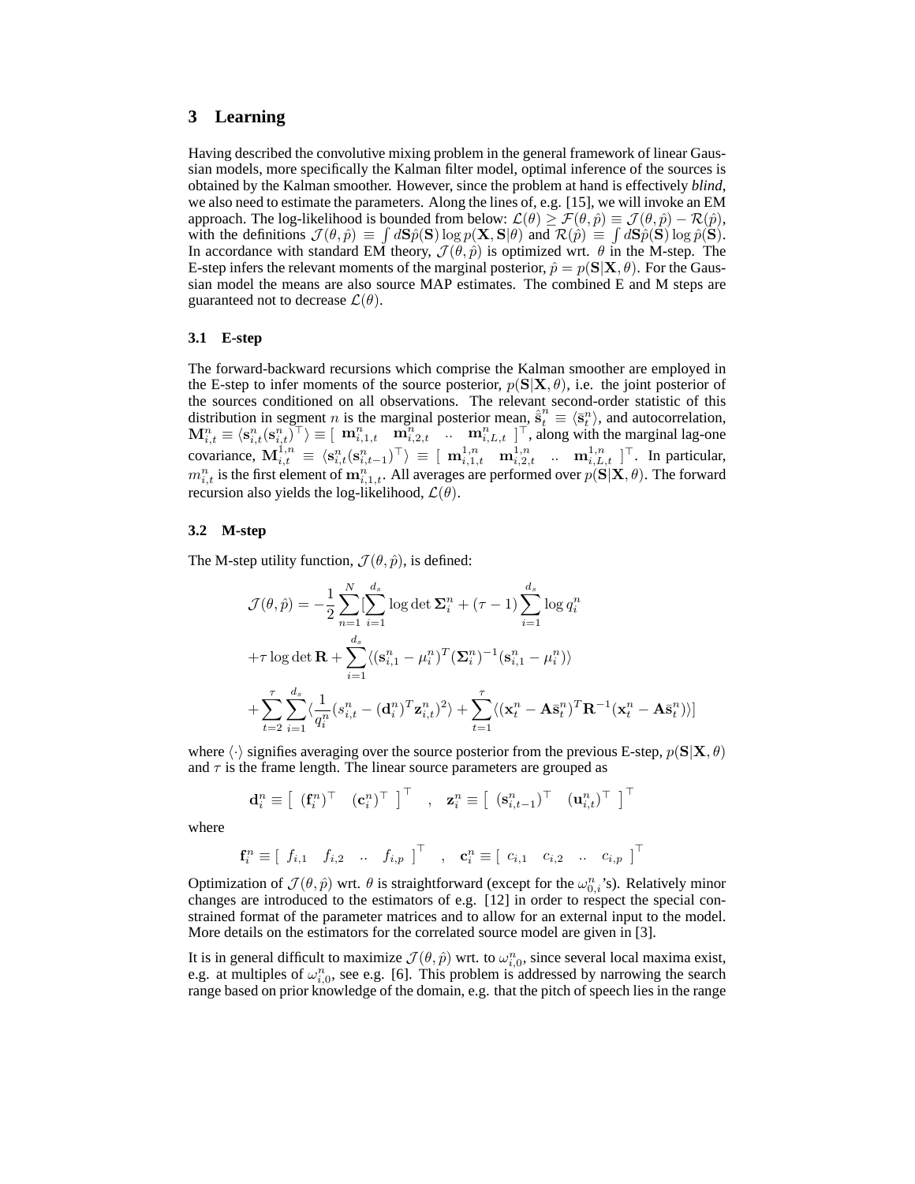## 3 Learning

Having described the convolutive mixing problem in the general framework of linear Gaussian models, more specifically the Kalman filter model, optimal inference of the sources is obtained by the Kalman smoother. However, since the problem at hand is effectively *blind*, we also need to estimate the parameters. Along the lines of, e.g. [15], we will invoke an EM approach. The log-likelihood is bounded from below: $\mathcal{L}(\theta) \geq \mathcal{F}(\theta, \hat{p}) \equiv \mathcal{J}(\theta, \hat{p}) - \mathcal{R}(\hat{p})$, with the definitions $\mathcal{J}(\theta, \hat{p}) \equiv \int d\mathbf{S}\hat{p}(\mathbf{S}) \log p(\mathbf{X}, \mathbf{S}|\theta)$ and $\mathcal{R}(\hat{p}) \equiv \int d\mathbf{S}\hat{p}(\mathbf{S}) \log \hat{p}(\mathbf{S})$. In accordance with standard EM theory, $\mathcal{J}(\theta, \hat{p})$ is optimized wrt. $\theta$ in the M-step. The E-step infers the relevant moments of the marginal posterior, $\hat{p} = p(\mathbf{S}|\mathbf{X}, \theta)$. For the Gaussian model the means are also source MAP estimates. The combined E and M steps are guaranteed not to decrease $\mathcal{L}(\theta)$.

### 3.1 E-step

The forward-backward recursions which comprise the Kalman smoother are employed in the E-step to infer moments of the source posterior, $p(\mathbf{S}|\mathbf{X}, \theta)$, i.e. the joint posterior of the sources conditioned on all observations. The relevant second-order statistic of this distribution in segment $n$ is the marginal posterior mean, $\hat{\bar{\mathbf{s}}}_t^n \equiv \langle \bar{\mathbf{s}}_t^n \rangle$, and autocorrelation, $\mathbf{M}_{i,t}^n \equiv \langle \mathbf{s}_{i,t}^n (\mathbf{s}_{i,t}^n)^\top \rangle \equiv [\begin{array}{cccc} \mathbf{m}_{i,1,t}^n & \mathbf{m}_{i,2,t}^n & .. & \mathbf{m}_{i,L,t}^n \end{array}]^\top$, along with the marginal lag-one covariance, $\mathbf{M}_{i,t}^{1,n} \equiv \langle \mathbf{s}_{i,t}^n (\mathbf{s}_{i,t-1}^n)^\top \rangle \equiv [\begin{array}{cccc} \mathbf{m}_{i,1,t}^{1,n} & \mathbf{m}_{i,2,t}^{1,n} & .. & \mathbf{m}_{i,L,t}^{1,n} \end{array}]^\top$. In particular, $m_{i,t}^n$ is the first element of $\mathbf{m}_{i,1,t}^n$. All averages are performed over $p(\mathbf{S}|\mathbf{X}, \theta)$. The forward recursion also yields the log-likelihood, $\mathcal{L}(\theta)$.

### 3.2 M-step

The M-step utility function, $\mathcal{J}(\theta, \hat{p})$, is defined:

$$
\begin{aligned}
\mathcal{J}(\theta, \hat{p}) = & -\frac{1}{2} \sum_{n=1}^{N} [\sum_{i=1}^{d_s} \log \det \mathbf{\Sigma}_i^n + (\tau - 1) \sum_{i=1}^{d_s} \log q_i^n \\
& + \tau \log \det \mathbf{R} + \sum_{i=1}^{d_s} \langle (\mathbf{s}_{i,1}^n - \mu_i^n)^T (\mathbf{\Sigma}_i^n)^{-1} (\mathbf{s}_{i,1}^n - \mu_i^n) \rangle \\
& + \sum_{t=2}^{\tau} \sum_{i=1}^{d_s} \langle \frac{1}{q_i^n} (s_{i,t}^n - (\mathbf{d}_i^n)^T \mathbf{z}_{i,t}^n)^2 \rangle + \sum_{t=1}^{\tau} \langle (\mathbf{x}_t^n - \mathbf{A}\bar{\mathbf{s}}_t^n)^T \mathbf{R}^{-1} (\mathbf{x}_t^n - \mathbf{A}\bar{\mathbf{s}}_t^n) \rangle ]
\end{aligned}
$$

where $\langle \cdot \rangle$ signifies averaging over the source posterior from the previous E-step, $p(\mathbf{S}|\mathbf{X}, \theta)$ and $\tau$ is the frame length. The linear source parameters are grouped as

$$
\mathbf{d}_i^n \equiv [\begin{array}{cc} (\mathbf{f}_i^n)^\top & (\mathbf{c}_i^n)^\top \end{array}]^\top \quad , \quad \mathbf{z}_i^n \equiv [\begin{array}{cc} (\mathbf{s}_{i,t-1}^n)^\top & (\mathbf{u}_{i,t}^n)^\top \end{array}]^\top
$$

where

$$
\mathbf{f}_i^n \equiv [\begin{array}{cccc} f_{i,1} & f_{i,2} & .. & f_{i,p} \end{array}]^\top \quad , \quad \mathbf{c}_i^n \equiv [\begin{array}{cccc} c_{i,1} & c_{i,2} & .. & c_{i,p} \end{array}]^\top
$$

Optimization of $\mathcal{J}(\theta, \hat{p})$ wrt. $\theta$ is straightforward (except for the $\omega_{0,i}^n$'s). Relatively minor changes are introduced to the estimators of e.g. [12] in order to respect the special constrained format of the parameter matrices and to allow for an external input to the model. More details on the estimators for the correlated source model are given in [3].

It is in general difficult to maximize $\mathcal{J}(\theta, \hat{p})$ wrt. to $\omega_{i,0}^n$, since several local maxima exist, e.g. at multiples of $\omega_{i,0}^n$, see e.g. [6]. This problem is addressed by narrowing the search range based on prior knowledge of the domain, e.g. that the pitch of speech lies in the range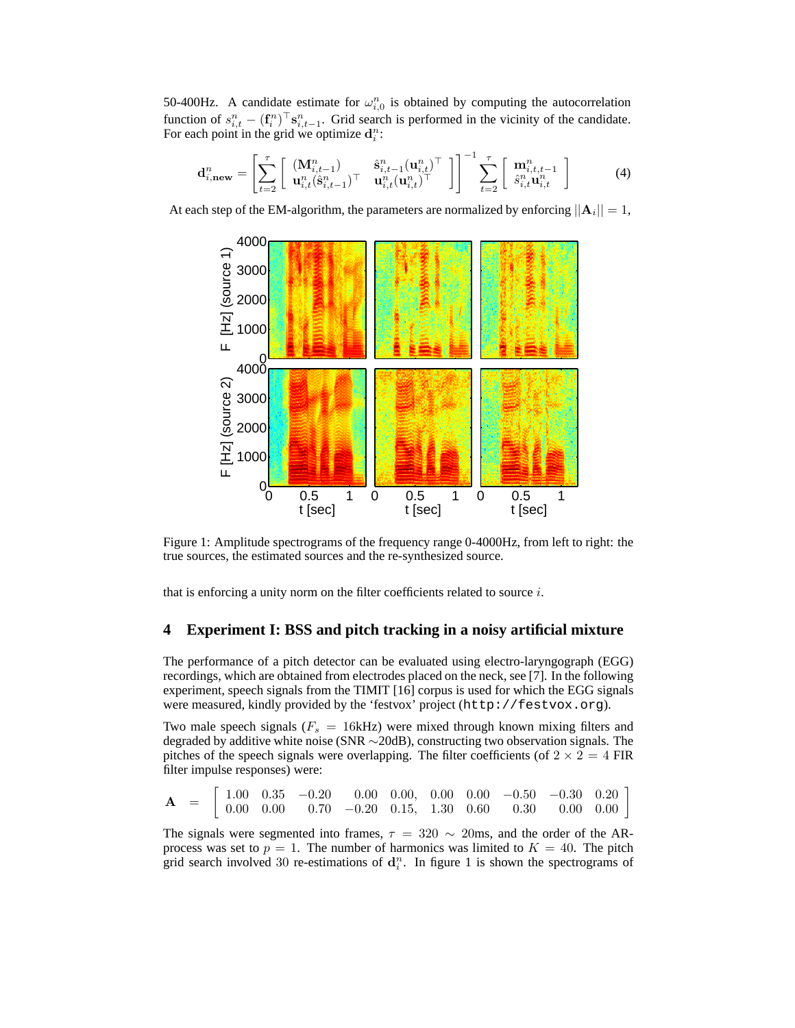50-400Hz. A candidate estimate for $\omega_{i,0}^n$ is obtained by computing the autocorrelation function of $s_{i,t}^n - (\mathbf{f}_i^n)^\top \mathbf{s}_{i,t-1}^n$. Grid search is performed in the vicinity of the candidate. For each point in the grid we optimize $\mathbf{d}_i^n$:

$$\mathbf{d}_{i,\mathbf{new}}^n = \left[ \sum_{t=2}^{\tau} \begin{bmatrix} (\mathbf{M}_{i,t-1}^n) & \hat{\mathbf{s}}_{i,t-1}^n (\mathbf{u}_{i,t}^n)^\top \\ \mathbf{u}_{i,t}^n (\hat{\mathbf{s}}_{i,t-1}^n)^\top & \mathbf{u}_{i,t}^n (\mathbf{u}_{i,t}^n)^\top \end{bmatrix} \right]^{-1} \sum_{t=2}^{\tau} \begin{bmatrix} \mathbf{m}_{i,t,t-1}^n \\ \hat{s}_{i,t}^n \mathbf{u}_{i,t}^n \end{bmatrix} \tag{4}$$

At each step of the EM-algorithm, the parameters are normalized by enforcing $||\mathbf{A}_i|| = 1$,

Figure 1: Amplitude spectrograms of the frequency range 0-4000Hz, from left to right: the true sources, the estimated sources and the re-synthesized source.

that is enforcing a unity norm on the filter coefficients related to source $i$.

## 4 Experiment I: BSS and pitch tracking in a noisy artificial mixture

The performance of a pitch detector can be evaluated using electro-laryngograph (EGG) recordings, which are obtained from electrodes placed on the neck, see [7]. In the following experiment, speech signals from the TIMIT [16] corpus is used for which the EGG signals were measured, kindly provided by the 'festvox' project (`http://festvox.org`).

Two male speech signals ($F_s = 16$kHz) were mixed through known mixing filters and degraded by additive white noise (SNR $\sim$20dB), constructing two observation signals. The pitches of the speech signals were overlapping. The filter coefficients (of $2 \times 2 = 4$ FIR filter impulse responses) were:

$$\mathbf{A} = \begin{bmatrix} 1.00 & 0.35 & -0.20 & 0.00 & 0.00, & 0.00 & 0.00 & -0.50 & -0.30 & 0.20 \\ 0.00 & 0.00 & 0.70 & -0.20 & 0.15, & 1.30 & 0.60 & 0.30 & 0.00 & 0.00 \end{bmatrix}$$

The signals were segmented into frames, $\tau = 320 \sim 20$ms, and the order of the AR-process was set to $p = 1$. The number of harmonics was limited to $K = 40$. The pitch grid search involved 30 re-estimations of $\mathbf{d}_i^n$. In figure 1 is shown the spectrograms of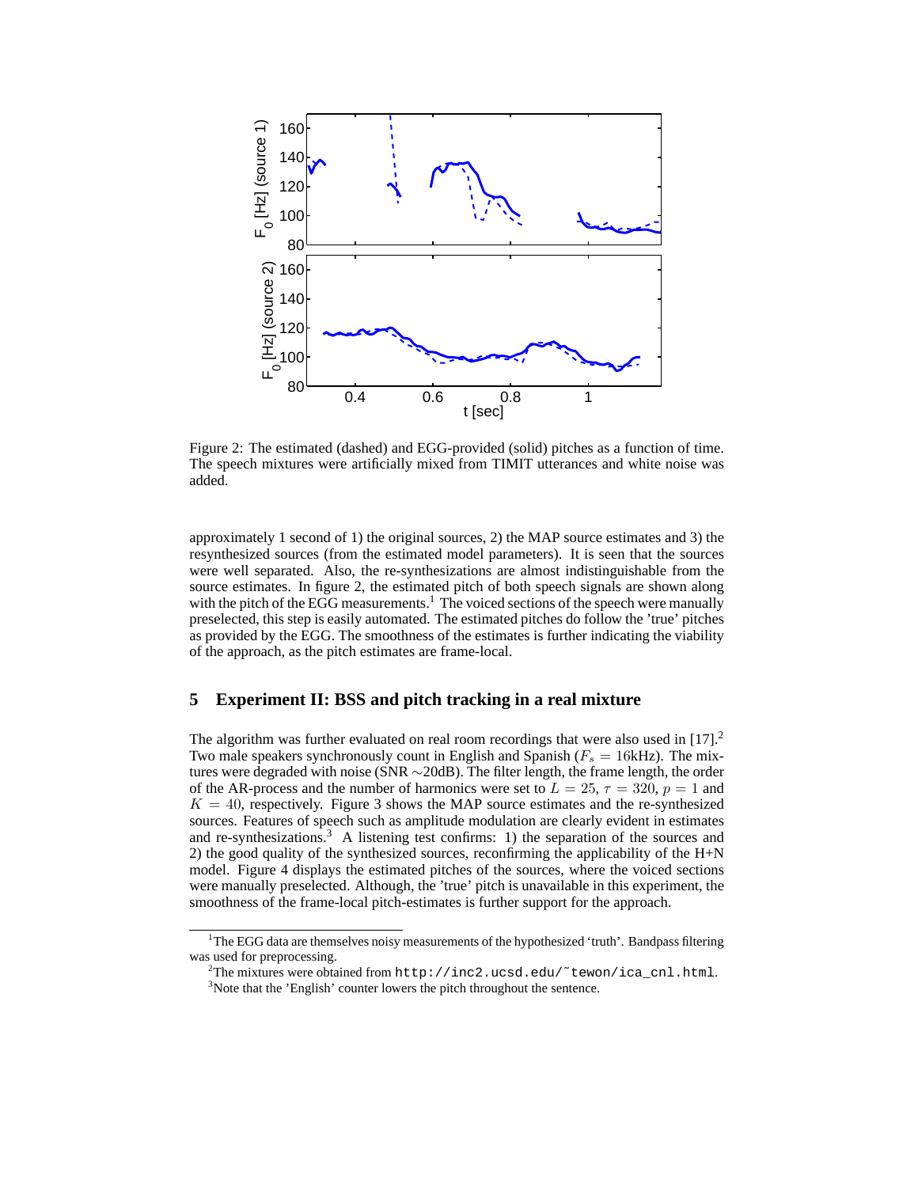Figure 2: The estimated (dashed) and EGG-provided (solid) pitches as a function of time. The speech mixtures were artificially mixed from TIMIT utterances and white noise was added.

approximately 1 second of 1) the original sources, 2) the MAP source estimates and 3) the resynthesized sources (from the estimated model parameters). It is seen that the sources were well separated. Also, the re-synthesizations are almost indistinguishable from the source estimates. In figure 2, the estimated pitch of both speech signals are shown along with the pitch of the EGG measurements.[1] The voiced sections of the speech were manually preselected, this step is easily automated. The estimated pitches do follow the 'true' pitches as provided by the EGG. The smoothness of the estimates is further indicating the viability of the approach, as the pitch estimates are frame-local.

## 5 Experiment II: BSS and pitch tracking in a real mixture

The algorithm was further evaluated on real room recordings that were also used in [17].[2] Two male speakers synchronously count in English and Spanish ($F_s = 16$kHz). The mixtures were degraded with noise (SNR $\sim$20dB). The filter length, the frame length, the order of the AR-process and the number of harmonics were set to $L = 25$, $\tau = 320$, $p = 1$ and $K = 40$, respectively. Figure 3 shows the MAP source estimates and the re-synthesized sources. Features of speech such as amplitude modulation are clearly evident in estimates and re-synthesizations.[3] A listening test confirms: 1) the separation of the sources and 2) the good quality of the synthesized sources, reconfirming the applicability of the H+N model. Figure 4 displays the estimated pitches of the sources, where the voiced sections were manually preselected. Although, the 'true' pitch is unavailable in this experiment, the smoothness of the frame-local pitch-estimates is further support for the approach.

---

[1] The EGG data are themselves noisy measurements of the hypothesized 'truth'. Bandpass filtering was used for preprocessing.

[2] The mixtures were obtained from `http://inc2.ucsd.edu/~tewon/ica_cnl.html`.

[3] Note that the 'English' counter lowers the pitch throughout the sentence.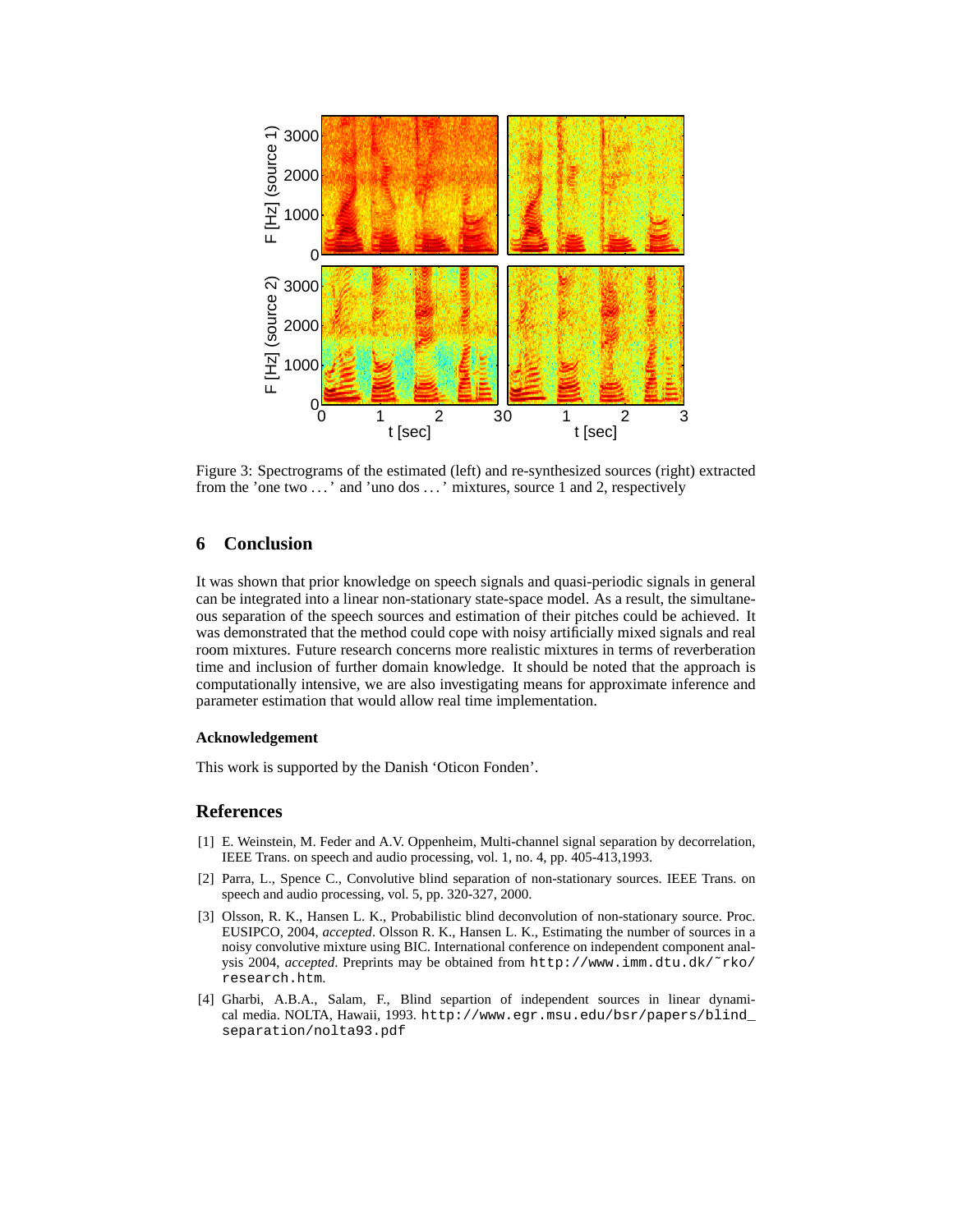Figure 3: Spectrograms of the estimated (left) and re-synthesized sources (right) extracted from the 'one two ... ' and 'uno dos ... ' mixtures, source 1 and 2, respectively

## 6 Conclusion

It was shown that prior knowledge on speech signals and quasi-periodic signals in general can be integrated into a linear non-stationary state-space model. As a result, the simultaneous separation of the speech sources and estimation of their pitches could be achieved. It was demonstrated that the method could cope with noisy artificially mixed signals and real room mixtures. Future research concerns more realistic mixtures in terms of reverberation time and inclusion of further domain knowledge. It should be noted that the approach is computationally intensive, we are also investigating means for approximate inference and parameter estimation that would allow real time implementation.

### Acknowledgement

This work is supported by the Danish 'Oticon Fonden'.

## References

[1] E. Weinstein, M. Feder and A.V. Oppenheim, Multi-channel signal separation by decorrelation, IEEE Trans. on speech and audio processing, vol. 1, no. 4, pp. 405-413,1993.

[2] Parra, L., Spence C., Convolutive blind separation of non-stationary sources. IEEE Trans. on speech and audio processing, vol. 5, pp. 320-327, 2000.

[3] Olsson, R. K., Hansen L. K., Probabilistic blind deconvolution of non-stationary source. Proc. EUSIPCO, 2004, *accepted*. Olsson R. K., Hansen L. K., Estimating the number of sources in a noisy convolutive mixture using BIC. International conference on independent component analysis 2004, *accepted*. Preprints may be obtained from `http://www.imm.dtu.dk/~rko/research.htm`.

[4] Gharbi, A.B.A., Salam, F., Blind separtion of independent sources in linear dynamical media. NOLTA, Hawaii, 1993. `http://www.egr.msu.edu/bsr/papers/blind_separation/nolta93.pdf`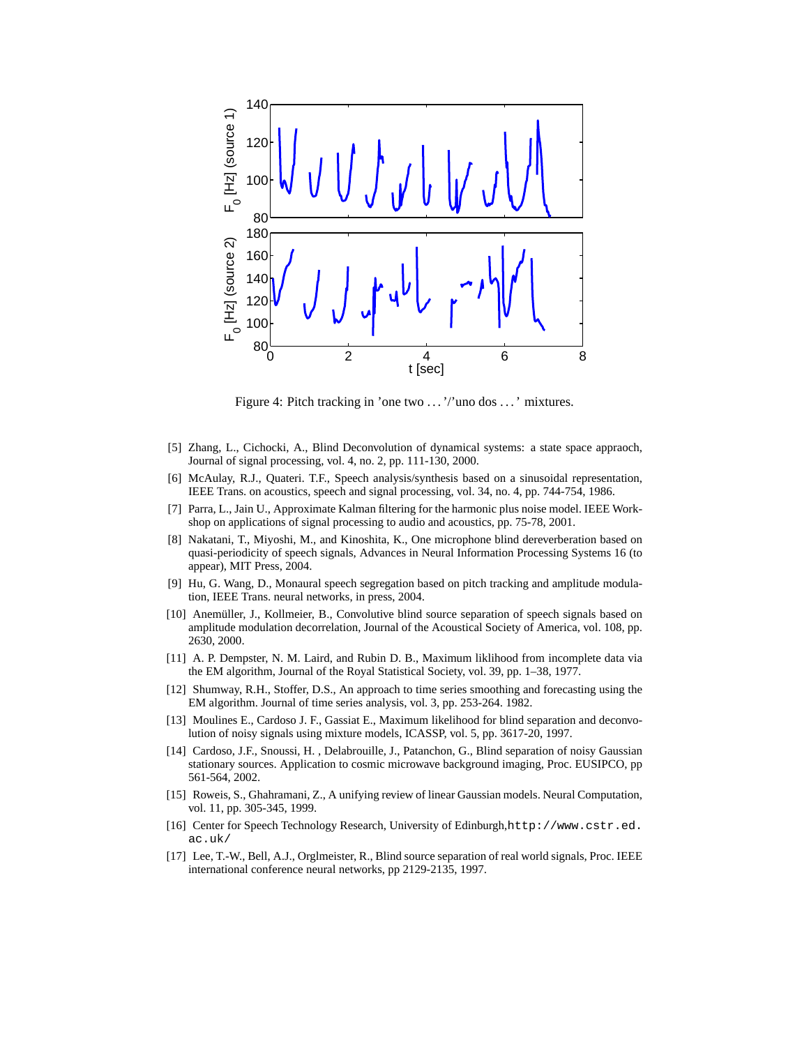140

120

100

80

$F_0$ [Hz] (source 1)

180

160

140

120

100

80

$F_0$ [Hz] (source 2)

0 2 4 6 8

t [sec]

Figure 4: Pitch tracking in 'one two ...'/'uno dos ...' mixtures.

[5] Zhang, L., Cichocki, A., Blind Deconvolution of dynamical systems: a state space appraoch, Journal of signal processing, vol. 4, no. 2, pp. 111-130, 2000.

[6] McAulay, R.J., Quateri. T.F., Speech analysis/synthesis based on a sinusoidal representation, IEEE Trans. on acoustics, speech and signal processing, vol. 34, no. 4, pp. 744-754, 1986.

[7] Parra, L., Jain U., Approximate Kalman filtering for the harmonic plus noise model. IEEE Workshop on applications of signal processing to audio and acoustics, pp. 75-78, 2001.

[8] Nakatani, T., Miyoshi, M., and Kinoshita, K., One microphone blind dereverberation based on quasi-periodicity of speech signals, Advances in Neural Information Processing Systems 16 (to appear), MIT Press, 2004.

[9] Hu, G. Wang, D., Monaural speech segregation based on pitch tracking and amplitude modulation, IEEE Trans. neural networks, in press, 2004.

[10] Anemüller, J., Kollmeier, B., Convolutive blind source separation of speech signals based on amplitude modulation decorrelation, Journal of the Acoustical Society of America, vol. 108, pp. 2630, 2000.

[11] A. P. Dempster, N. M. Laird, and Rubin D. B., Maximum liklihood from incomplete data via the EM algorithm, Journal of the Royal Statistical Society, vol. 39, pp. 1–38, 1977.

[12] Shumway, R.H., Stoffer, D.S., An approach to time series smoothing and forecasting using the EM algorithm. Journal of time series analysis, vol. 3, pp. 253-264. 1982.

[13] Moulines E., Cardoso J. F., Gassiat E., Maximum likelihood for blind separation and deconvolution of noisy signals using mixture models, ICASSP, vol. 5, pp. 3617-20, 1997.

[14] Cardoso, J.F., Snoussi, H. , Delabrouille, J., Patanchon, G., Blind separation of noisy Gaussian stationary sources. Application to cosmic microwave background imaging, Proc. EUSIPCO, pp 561-564, 2002.

[15] Roweis, S., Ghahramani, Z., A unifying review of linear Gaussian models. Neural Computation, vol. 11, pp. 305-345, 1999.

[16] Center for Speech Technology Research, University of Edinburgh,`http://www.cstr.ed.ac.uk/`

[17] Lee, T.-W., Bell, A.J., Orglmeister, R., Blind source separation of real world signals, Proc. IEEE international conference neural networks, pp 2129-2135, 1997.